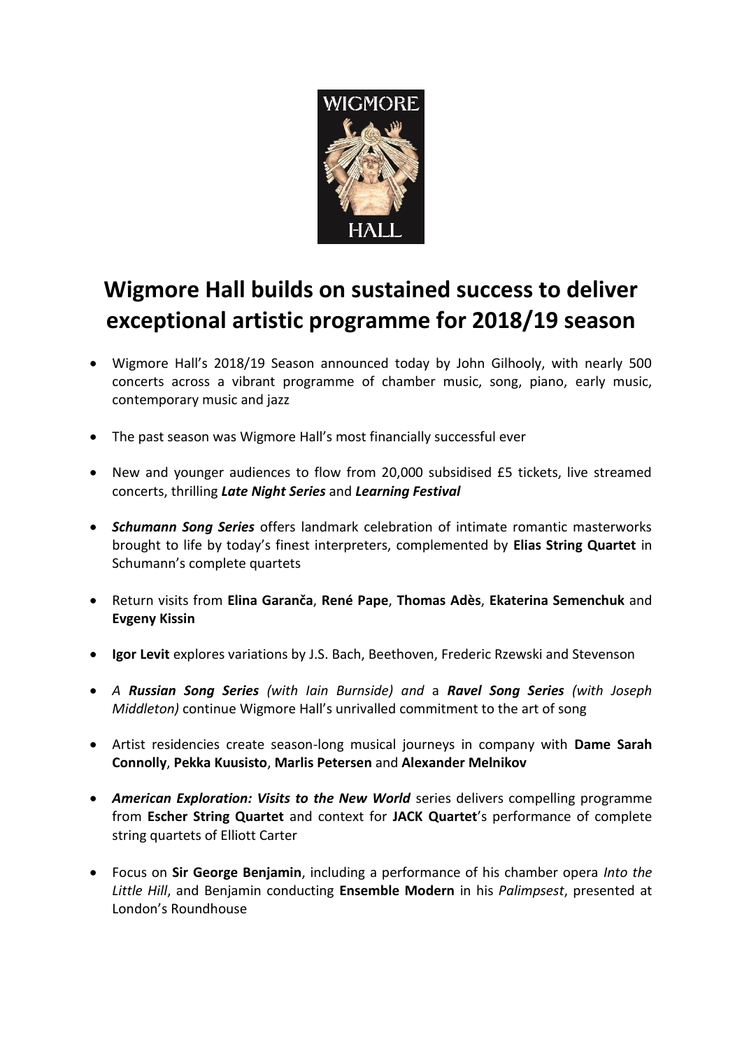# Wigmore Hall builds on sustained success to deliver exceptional artistic programme for 2018/19 season

- Wigmore Hall's 2018/19 Season announced today by John Gilhooly, with nearly 500 concerts across a vibrant programme of chamber music, song, piano, early music, contemporary music and jazz

- The past season was Wigmore Hall's most financially successful ever

- New and younger audiences to flow from 20,000 subsidised £5 tickets, live streamed concerts, thrilling ***Late Night Series*** and ***Learning Festival***

- ***Schumann Song Series*** offers landmark celebration of intimate romantic masterworks brought to life by today's finest interpreters, complemented by **Elias String Quartet** in Schumann's complete quartets

- Return visits from **Elīna Garanča**, **René Pape**, **Thomas Adès**, **Ekaterina Semenchuk** and **Evgeny Kissin**

- **Igor Levit** explores variations by J.S. Bach, Beethoven, Frederic Rzewski and Stevenson

- *A **Russian Song Series** (with Iain Burnside) and* a ***Ravel Song Series*** *(with Joseph Middleton)* continue Wigmore Hall's unrivalled commitment to the art of song

- Artist residencies create season-long musical journeys in company with **Dame Sarah Connolly**, **Pekka Kuusisto**, **Marlis Petersen** and **Alexander Melnikov**

- ***American Exploration: Visits to the New World*** series delivers compelling programme from **Escher String Quartet** and context for **JACK Quartet**'s performance of complete string quartets of Elliott Carter

- Focus on **Sir George Benjamin**, including a performance of his chamber opera *Into the Little Hill*, and Benjamin conducting **Ensemble Modern** in his *Palimpsest*, presented at London's Roundhouse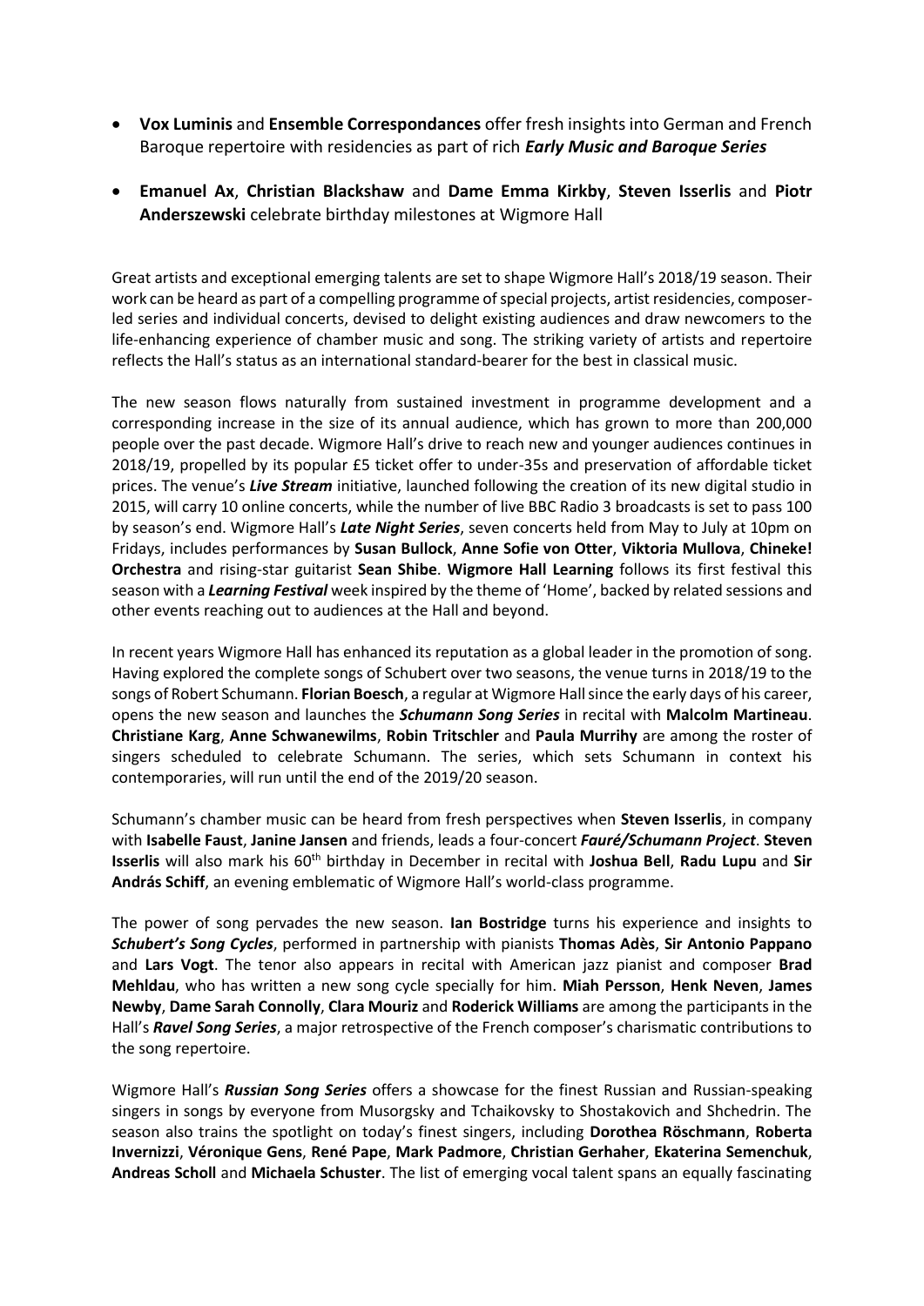- **Vox Luminis** and **Ensemble Correspondances** offer fresh insights into German and French Baroque repertoire with residencies as part of rich ***Early Music and Baroque Series***
- **Emanuel Ax**, **Christian Blackshaw** and **Dame Emma Kirkby**, **Steven Isserlis** and **Piotr Anderszewski** celebrate birthday milestones at Wigmore Hall

Great artists and exceptional emerging talents are set to shape Wigmore Hall's 2018/19 season. Their work can be heard as part of a compelling programme of special projects, artist residencies, composer-led series and individual concerts, devised to delight existing audiences and draw newcomers to the life-enhancing experience of chamber music and song. The striking variety of artists and repertoire reflects the Hall's status as an international standard-bearer for the best in classical music.

The new season flows naturally from sustained investment in programme development and a corresponding increase in the size of its annual audience, which has grown to more than 200,000 people over the past decade. Wigmore Hall's drive to reach new and younger audiences continues in 2018/19, propelled by its popular £5 ticket offer to under-35s and preservation of affordable ticket prices. The venue's ***Live Stream*** initiative, launched following the creation of its new digital studio in 2015, will carry 10 online concerts, while the number of live BBC Radio 3 broadcasts is set to pass 100 by season's end. Wigmore Hall's ***Late Night Series***, seven concerts held from May to July at 10pm on Fridays, includes performances by **Susan Bullock**, **Anne Sofie von Otter**, **Viktoria Mullova**, **Chineke! Orchestra** and rising-star guitarist **Sean Shibe**. **Wigmore Hall Learning** follows its first festival this season with a ***Learning Festival*** week inspired by the theme of 'Home', backed by related sessions and other events reaching out to audiences at the Hall and beyond.

In recent years Wigmore Hall has enhanced its reputation as a global leader in the promotion of song. Having explored the complete songs of Schubert over two seasons, the venue turns in 2018/19 to the songs of Robert Schumann. **Florian Boesch**, a regular at Wigmore Hall since the early days of his career, opens the new season and launches the ***Schumann Song Series*** in recital with **Malcolm Martineau**. **Christiane Karg**, **Anne Schwanewilms**, **Robin Tritschler** and **Paula Murrihy** are among the roster of singers scheduled to celebrate Schumann. The series, which sets Schumann in context his contemporaries, will run until the end of the 2019/20 season.

Schumann's chamber music can be heard from fresh perspectives when **Steven Isserlis**, in company with **Isabelle Faust**, **Janine Jansen** and friends, leads a four-concert ***Fauré/Schumann Project***. **Steven Isserlis** will also mark his 60th birthday in December in recital with **Joshua Bell**, **Radu Lupu** and **Sir András Schiff**, an evening emblematic of Wigmore Hall's world-class programme.

The power of song pervades the new season. **Ian Bostridge** turns his experience and insights to ***Schubert's Song Cycles***, performed in partnership with pianists **Thomas Adès**, **Sir Antonio Pappano** and **Lars Vogt**. The tenor also appears in recital with American jazz pianist and composer **Brad Mehldau**, who has written a new song cycle specially for him. **Miah Persson**, **Henk Neven**, **James Newby**, **Dame Sarah Connolly**, **Clara Mouriz** and **Roderick Williams** are among the participants in the Hall's ***Ravel Song Series***, a major retrospective of the French composer's charismatic contributions to the song repertoire.

Wigmore Hall's ***Russian Song Series*** offers a showcase for the finest Russian and Russian-speaking singers in songs by everyone from Musorgsky and Tchaikovsky to Shostakovich and Shchedrin. The season also trains the spotlight on today's finest singers, including **Dorothea Röschmann**, **Roberta Invernizzi**, **Véronique Gens**, **René Pape**, **Mark Padmore**, **Christian Gerhaher**, **Ekaterina Semenchuk**, **Andreas Scholl** and **Michaela Schuster**. The list of emerging vocal talent spans an equally fascinating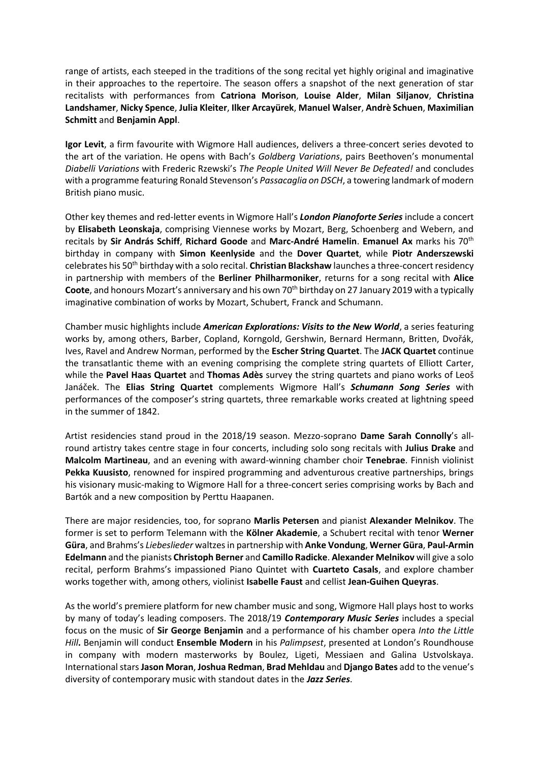range of artists, each steeped in the traditions of the song recital yet highly original and imaginative in their approaches to the repertoire. The season offers a snapshot of the next generation of star recitalists with performances from **Catriona Morison**, **Louise Alder**, **Milan Siljanov**, **Christina Landshamer**, **Nicky Spence**, **Julia Kleiter**, **Ilker Arcayürek**, **Manuel Walser**, **Andrè Schuen**, **Maximilian Schmitt** and **Benjamin Appl**.

**Igor Levit**, a firm favourite with Wigmore Hall audiences, delivers a three-concert series devoted to the art of the variation. He opens with Bach's *Goldberg Variations*, pairs Beethoven's monumental *Diabelli Variations* with Frederic Rzewski's *The People United Will Never Be Defeated!* and concludes with a programme featuring Ronald Stevenson's *Passacaglia on DSCH*, a towering landmark of modern British piano music.

Other key themes and red-letter events in Wigmore Hall's ***London Pianoforte Series*** include a concert by **Elisabeth Leonskaja**, comprising Viennese works by Mozart, Berg, Schoenberg and Webern, and recitals by **Sir András Schiff**, **Richard Goode** and **Marc-André Hamelin**. **Emanuel Ax** marks his 70th birthday in company with **Simon Keenlyside** and the **Dover Quartet**, while **Piotr Anderszewski** celebrates his 50th birthday with a solo recital. **Christian Blackshaw** launches a three-concert residency in partnership with members of the **Berliner Philharmoniker**, returns for a song recital with **Alice Coote**, and honours Mozart's anniversary and his own 70th birthday on 27 January 2019 with a typically imaginative combination of works by Mozart, Schubert, Franck and Schumann.

Chamber music highlights include ***American Explorations: Visits to the New World***, a series featuring works by, among others, Barber, Copland, Korngold, Gershwin, Bernard Hermann, Britten, Dvořák, Ives, Ravel and Andrew Norman, performed by the **Escher String Quartet**. The **JACK Quartet** continue the transatlantic theme with an evening comprising the complete string quartets of Elliott Carter, while the **Pavel Haas Quartet** and **Thomas Adès** survey the string quartets and piano works of Leoš Janáček. The **Elias String Quartet** complements Wigmore Hall's ***Schumann Song Series*** with performances of the composer's string quartets, three remarkable works created at lightning speed in the summer of 1842.

Artist residencies stand proud in the 2018/19 season. Mezzo-soprano **Dame Sarah Connolly**'s all-round artistry takes centre stage in four concerts, including solo song recitals with **Julius Drake** and **Malcolm Martineau**, and an evening with award-winning chamber choir **Tenebrae**. Finnish violinist **Pekka Kuusisto**, renowned for inspired programming and adventurous creative partnerships, brings his visionary music-making to Wigmore Hall for a three-concert series comprising works by Bach and Bartók and a new composition by Perttu Haapanen.

There are major residencies, too, for soprano **Marlis Petersen** and pianist **Alexander Melnikov**. The former is set to perform Telemann with the **Kölner Akademie**, a Schubert recital with tenor **Werner Güra**, and Brahms's *Liebeslieder* waltzes in partnership with **Anke Vondung**, **Werner Güra**, **Paul-Armin Edelmann** and the pianists **Christoph Berner** and **Camillo Radicke**. **Alexander Melnikov** will give a solo recital, perform Brahms's impassioned Piano Quintet with **Cuarteto Casals**, and explore chamber works together with, among others, violinist **Isabelle Faust** and cellist **Jean-Guihen Queyras**.

As the world's premiere platform for new chamber music and song, Wigmore Hall plays host to works by many of today's leading composers. The 2018/19 ***Contemporary Music Series*** includes a special focus on the music of **Sir George Benjamin** and a performance of his chamber opera *Into the Little Hill***.** Benjamin will conduct **Ensemble Modern** in his *Palimpsest*, presented at London's Roundhouse in company with modern masterworks by Boulez, Ligeti, Messiaen and Galina Ustvolskaya. International stars **Jason Moran**, **Joshua Redman**, **Brad Mehldau** and **Django Bates** add to the venue's diversity of contemporary music with standout dates in the ***Jazz Series***.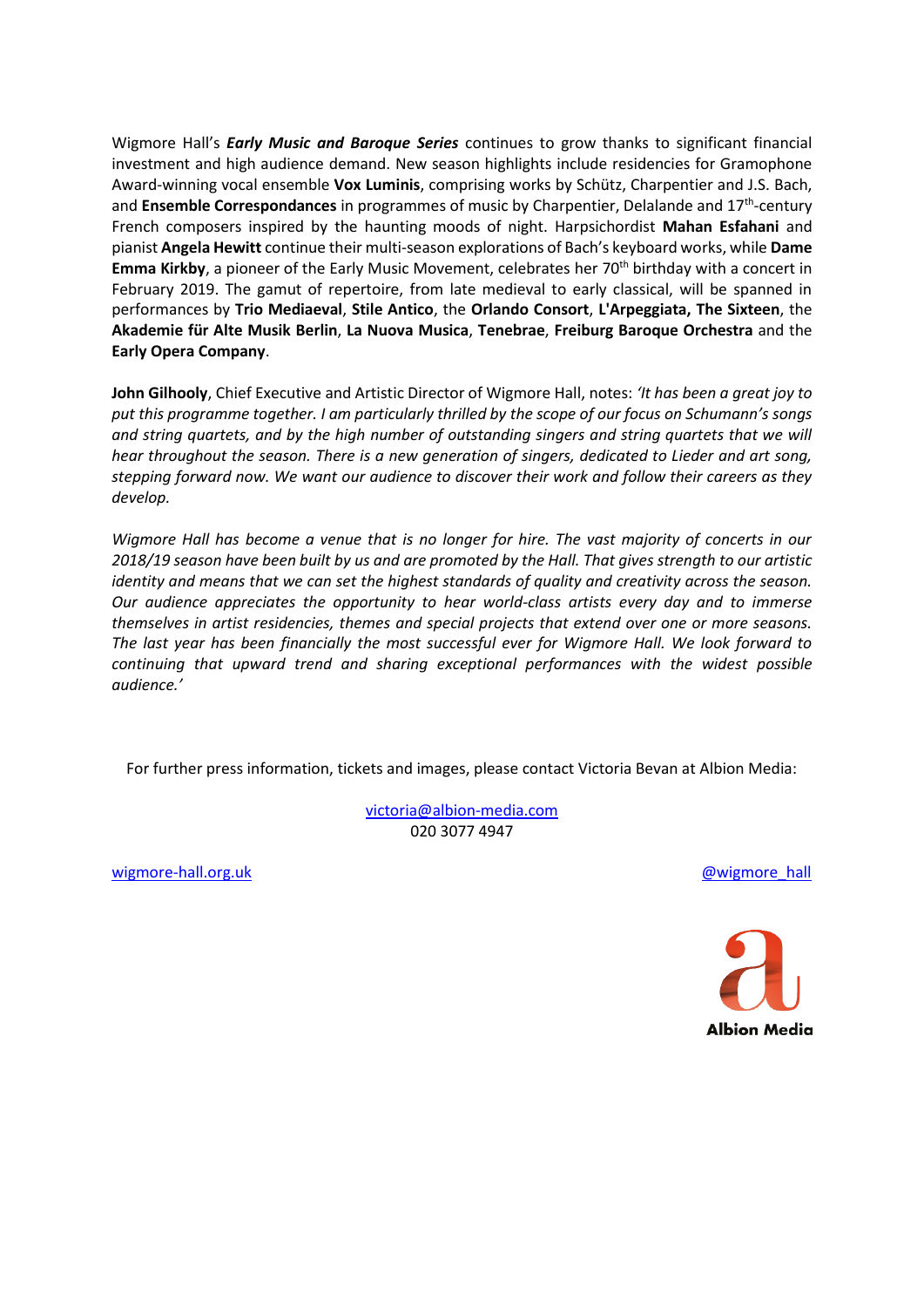Wigmore Hall's ***Early Music and Baroque Series*** continues to grow thanks to significant financial investment and high audience demand. New season highlights include residencies for Gramophone Award-winning vocal ensemble **Vox Luminis**, comprising works by Schütz, Charpentier and J.S. Bach, and **Ensemble Correspondances** in programmes of music by Charpentier, Delalande and 17th-century French composers inspired by the haunting moods of night. Harpsichordist **Mahan Esfahani** and pianist **Angela Hewitt** continue their multi-season explorations of Bach's keyboard works, while **Dame Emma Kirkby**, a pioneer of the Early Music Movement, celebrates her 70th birthday with a concert in February 2019. The gamut of repertoire, from late medieval to early classical, will be spanned in performances by **Trio Mediaeval**, **Stile Antico**, the **Orlando Consort**, **L'Arpeggiata, The Sixteen**, the **Akademie für Alte Musik Berlin**, **La Nuova Musica**, **Tenebrae**, **Freiburg Baroque Orchestra** and the **Early Opera Company**.

**John Gilhooly**, Chief Executive and Artistic Director of Wigmore Hall, notes: *'It has been a great joy to put this programme together. I am particularly thrilled by the scope of our focus on Schumann's songs and string quartets, and by the high number of outstanding singers and string quartets that we will hear throughout the season. There is a new generation of singers, dedicated to Lieder and art song, stepping forward now. We want our audience to discover their work and follow their careers as they develop.*

*Wigmore Hall has become a venue that is no longer for hire. The vast majority of concerts in our 2018/19 season have been built by us and are promoted by the Hall. That gives strength to our artistic identity and means that we can set the highest standards of quality and creativity across the season. Our audience appreciates the opportunity to hear world-class artists every day and to immerse themselves in artist residencies, themes and special projects that extend over one or more seasons. The last year has been financially the most successful ever for Wigmore Hall. We look forward to continuing that upward trend and sharing exceptional performances with the widest possible audience.'*

For further press information, tickets and images, please contact Victoria Bevan at Albion Media:

victoria@albion-media.com
020 3077 4947

wigmore-hall.org.uk

@wigmore_hall

Albion Media